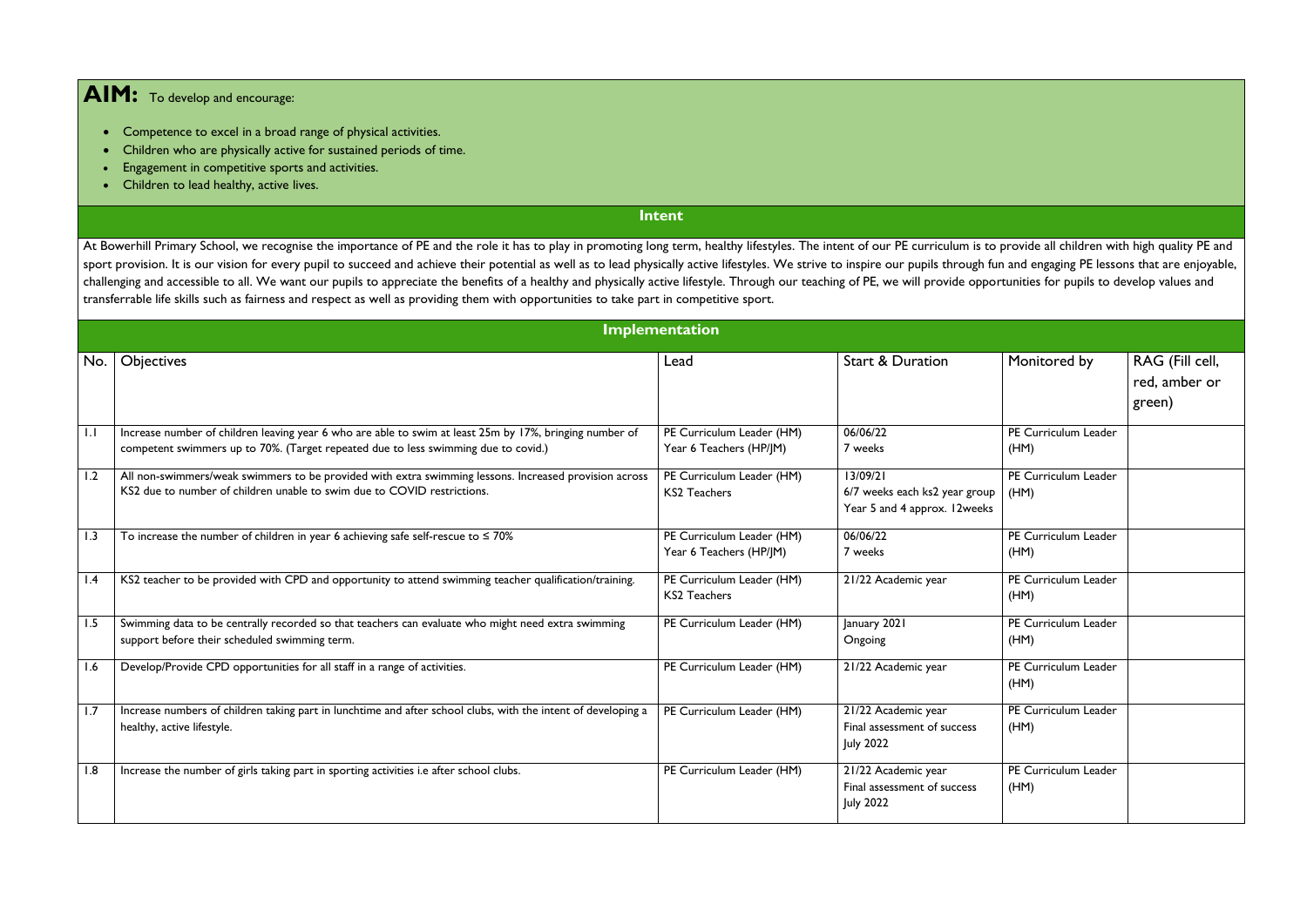**AIM:** To develop and encourage:

- Competence to excel in a broad range of physical activities.
- Children who are physically active for sustained periods of time.
- Engagement in competitive sports and activities.
- Children to lead healthy, active lives.

## Intent

At Bowerhill Primary School, we recognise the importance of PE and the role it has to play in promoting long term, healthy lifestyles. The intent of our PE curriculum is to provide all children with high quality PE and sport provision. It is our vision for every pupil to succeed and achieve their potential as well as to lead physically active lifestyles. We strive to inspire our pupils through fun and engaging PE lessons that are enjoyable, challenging and accessible to all. We want our pupils to appreciate the benefits of a healthy and physically active lifestyle. Through our teaching of PE, we will provide opportunities for pupils to develop values and transferrable life skills such as fairness and respect as well as providing them with opportunities to take part in competitive sport.

## Implementation

| No. | Objectives | Lead | Start & Duration | Monitored by | RAG (Fill cell, red, amber or green) |
|---|---|---|---|---|---|
| 1.1 | Increase number of children leaving year 6 who are able to swim at least 25m by 17%, bringing number of competent swimmers up to 70%. (Target repeated due to less swimming due to covid.) | PE Curriculum Leader (HM)<br>Year 6 Teachers (HP/JM) | 06/06/22<br>7 weeks | PE Curriculum Leader (HM) | |
| 1.2 | All non-swimmers/weak swimmers to be provided with extra swimming lessons. Increased provision across KS2 due to number of children unable to swim due to COVID restrictions. | PE Curriculum Leader (HM)<br>KS2 Teachers | 13/09/21<br>6/7 weeks each ks2 year group<br>Year 5 and 4 approx. 12weeks | PE Curriculum Leader (HM) | |
| 1.3 | To increase the number of children in year 6 achieving safe self-rescue to ≤ 70% | PE Curriculum Leader (HM)<br>Year 6 Teachers (HP/JM) | 06/06/22<br>7 weeks | PE Curriculum Leader (HM) | |
| 1.4 | KS2 teacher to be provided with CPD and opportunity to attend swimming teacher qualification/training. | PE Curriculum Leader (HM)<br>KS2 Teachers | 21/22 Academic year | PE Curriculum Leader (HM) | |
| 1.5 | Swimming data to be centrally recorded so that teachers can evaluate who might need extra swimming support before their scheduled swimming term. | PE Curriculum Leader (HM) | January 2021<br>Ongoing | PE Curriculum Leader (HM) | |
| 1.6 | Develop/Provide CPD opportunities for all staff in a range of activities. | PE Curriculum Leader (HM) | 21/22 Academic year | PE Curriculum Leader (HM) | |
| 1.7 | Increase numbers of children taking part in lunchtime and after school clubs, with the intent of developing a healthy, active lifestyle. | PE Curriculum Leader (HM) | 21/22 Academic year<br>Final assessment of success July 2022 | PE Curriculum Leader (HM) | |
| 1.8 | Increase the number of girls taking part in sporting activities i.e after school clubs. | PE Curriculum Leader (HM) | 21/22 Academic year<br>Final assessment of success July 2022 | PE Curriculum Leader (HM) | |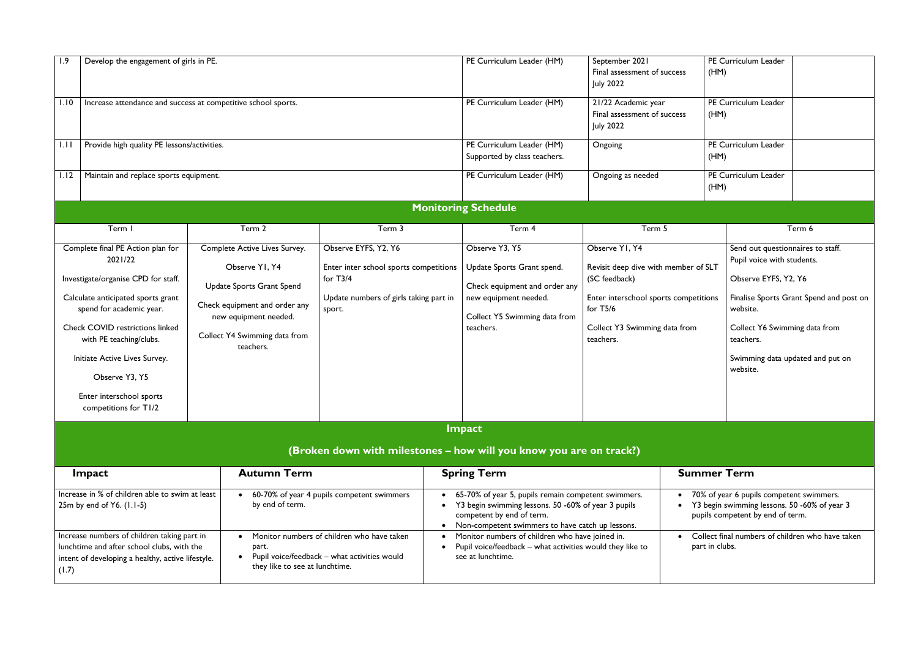| | | | | | |
|---|---|---|---|---|---|
| 1.9 | Develop the engagement of girls in PE. | PE Curriculum Leader (HM) | September 2021<br>Final assessment of success July 2022 | PE Curriculum Leader (HM) | |
| 1.10 | Increase attendance and success at competitive school sports. | PE Curriculum Leader (HM) | 21/22 Academic year<br>Final assessment of success July 2022 | PE Curriculum Leader (HM) | |
| 1.11 | Provide high quality PE lessons/activities. | PE Curriculum Leader (HM)<br>Supported by class teachers. | Ongoing | PE Curriculum Leader (HM) | |
| 1.12 | Maintain and replace sports equipment. | PE Curriculum Leader (HM) | Ongoing as needed | PE Curriculum Leader (HM) | |

## Monitoring Schedule

| Term 1 | Term 2 | Term 3 | Term 4 | Term 5 | Term 6 |
|---|---|---|---|---|---|
| Complete final PE Action plan for 2021/22<br><br>Investigate/organise CPD for staff.<br><br>Calculate anticipated sports grant spend for academic year.<br><br>Check COVID restrictions linked with PE teaching/clubs.<br><br>Initiate Active Lives Survey.<br><br>Observe Y3, Y5<br><br>Enter interschool sports competitions for T1/2 | Complete Active Lives Survey.<br><br>Observe Y1, Y4<br><br>Update Sports Grant Spend<br><br>Check equipment and order any new equipment needed.<br><br>Collect Y4 Swimming data from teachers. | Observe EYFS, Y2, Y6<br><br>Enter inter school sports competitions for T3/4<br><br>Update numbers of girls taking part in sport. | Observe Y3, Y5<br><br>Update Sports Grant spend.<br><br>Check equipment and order any new equipment needed.<br><br>Collect Y5 Swimming data from teachers. | Observe Y1, Y4<br><br>Revisit deep dive with member of SLT (SC feedback)<br><br>Enter interschool sports competitions for T5/6<br><br>Collect Y3 Swimming data from teachers. | Send out questionnaires to staff.<br>Pupil voice with students.<br><br>Observe EYFS, Y2, Y6<br><br>Finalise Sports Grant Spend and post on website.<br><br>Collect Y6 Swimming data from teachers.<br><br>Swimming data updated and put on website. |

## Impact

### (Broken down with milestones – how will you know you are on track?)

| Impact | Autumn Term | Spring Term | Summer Term |
|---|---|---|---|
| Increase in % of children able to swim at least 25m by end of Y6. (1.1-5) | • 60-70% of year 4 pupils competent swimmers by end of term. | • 65-70% of year 5, pupils remain competent swimmers.<br>• Y3 begin swimming lessons. 50 -60% of year 3 pupils competent by end of term.<br>• Non-competent swimmers to have catch up lessons. | • 70% of year 6 pupils competent swimmers.<br>• Y3 begin swimming lessons. 50 -60% of year 3 pupils competent by end of term. |
| Increase numbers of children taking part in lunchtime and after school clubs, with the intent of developing a healthy, active lifestyle. (1.7) | • Monitor numbers of children who have taken part.<br>• Pupil voice/feedback – what activities would they like to see at lunchtime. | • Monitor numbers of children who have joined in.<br>• Pupil voice/feedback – what activities would they like to see at lunchtime. | • Collect final numbers of children who have taken part in clubs. |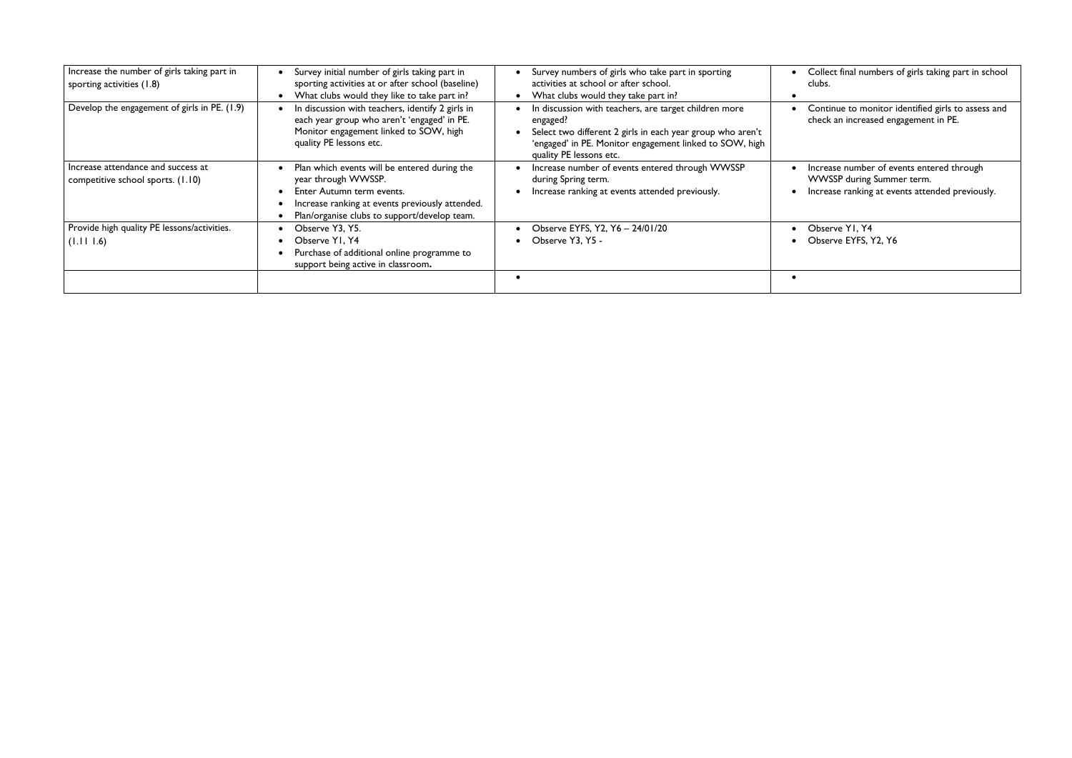| | | | |
|---|---|---|---|
| Increase the number of girls taking part in sporting activities (1.8) | • Survey initial number of girls taking part in sporting activities at or after school (baseline)<br>• What clubs would they like to take part in? | • Survey numbers of girls who take part in sporting activities at school or after school.<br>• What clubs would they take part in? | • Collect final numbers of girls taking part in school clubs.<br>• |
| Develop the engagement of girls in PE. (1.9) | • In discussion with teachers, identify 2 girls in each year group who aren't 'engaged' in PE. Monitor engagement linked to SOW, high quality PE lessons etc. | • In discussion with teachers, are target children more engaged?<br>• Select two different 2 girls in each year group who aren't 'engaged' in PE. Monitor engagement linked to SOW, high quality PE lessons etc. | • Continue to monitor identified girls to assess and check an increased engagement in PE. |
| Increase attendance and success at competitive school sports. (1.10) | • Plan which events will be entered during the year through WWSSP.<br>• Enter Autumn term events.<br>• Increase ranking at events previously attended.<br>• Plan/organise clubs to support/develop team. | • Increase number of events entered through WWSSP during Spring term.<br>• Increase ranking at events attended previously. | • Increase number of events entered through WWSSP during Summer term.<br>• Increase ranking at events attended previously. |
| Provide high quality PE lessons/activities. (1.11 1.6) | • Observe Y3, Y5.<br>• Observe Y1, Y4<br>• Purchase of additional online programme to support being active in classroom**.** | • Observe EYFS, Y2, Y6 – 24/01/20<br>• Observe Y3, Y5 - | • Observe Y1, Y4<br>• Observe EYFS, Y2, Y6 |
| | | • | • |